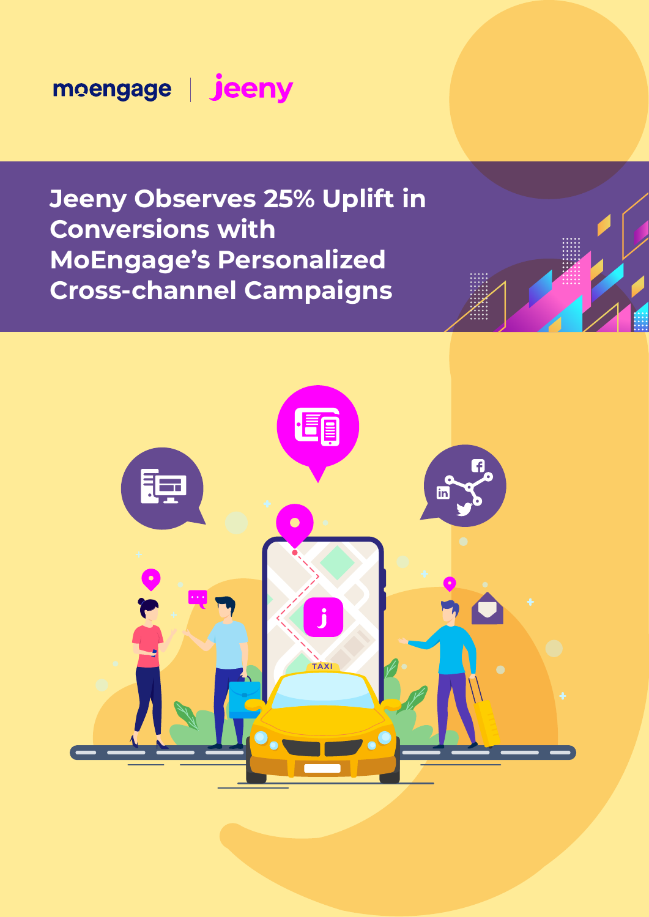moengage | jeeny

# Jeeny Observes 25% Uplift in Conversions with MoEngage's Personalized Cross-channel Campaigns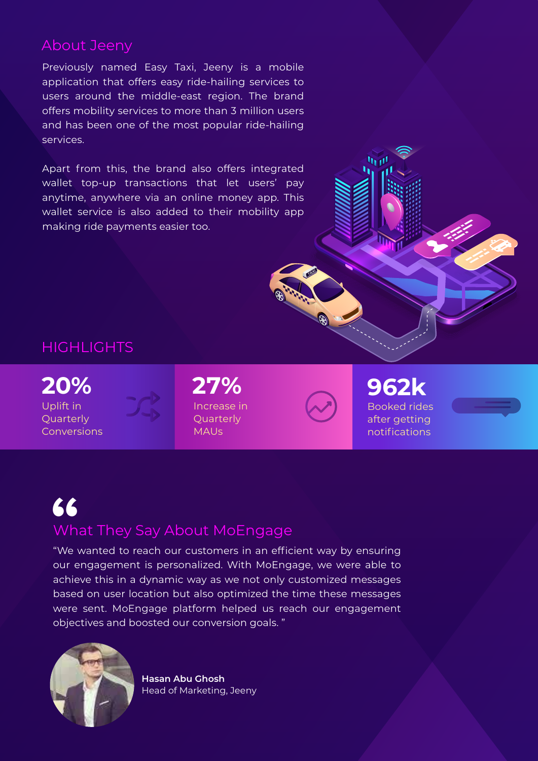## About Jeeny

Previously named Easy Taxi, Jeeny is a mobile application that offers easy ride-hailing services to users around the middle-east region. The brand offers mobility services to more than 3 million users and has been one of the most popular ride-hailing services.

Apart from this, the brand also offers integrated wallet top-up transactions that let users' pay anytime, anywhere via an online money app. This wallet service is also added to their mobility app making ride payments easier too.

## HIGHLIGHTS

**20%**
Uplift in Quarterly Conversions

**27%**
Increase in Quarterly MAUs

**962k**
Booked rides after getting notifications

## What They Say About MoEngage

"We wanted to reach our customers in an efficient way by ensuring our engagement is personalized. With MoEngage, we were able to achieve this in a dynamic way as we not only customized messages based on user location but also optimized the time these messages were sent. MoEngage platform helped us reach our engagement objectives and boosted our conversion goals. "

**Hasan Abu Ghosh**
Head of Marketing, Jeeny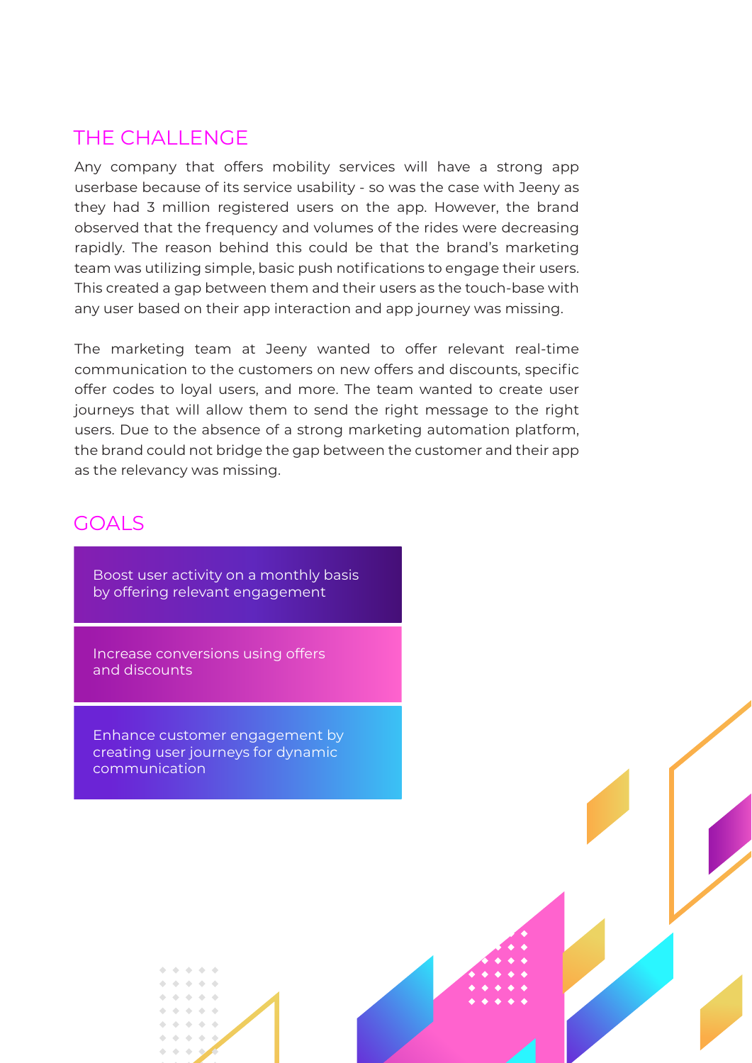## THE CHALLENGE

Any company that offers mobility services will have a strong app userbase because of its service usability - so was the case with Jeeny as they had 3 million registered users on the app. However, the brand observed that the frequency and volumes of the rides were decreasing rapidly. The reason behind this could be that the brand's marketing team was utilizing simple, basic push notifications to engage their users. This created a gap between them and their users as the touch-base with any user based on their app interaction and app journey was missing.

The marketing team at Jeeny wanted to offer relevant real-time communication to the customers on new offers and discounts, specific offer codes to loyal users, and more. The team wanted to create user journeys that will allow them to send the right message to the right users. Due to the absence of a strong marketing automation platform, the brand could not bridge the gap between the customer and their app as the relevancy was missing.

## GOALS

- Boost user activity on a monthly basis by offering relevant engagement
- Increase conversions using offers and discounts
- Enhance customer engagement by creating user journeys for dynamic communication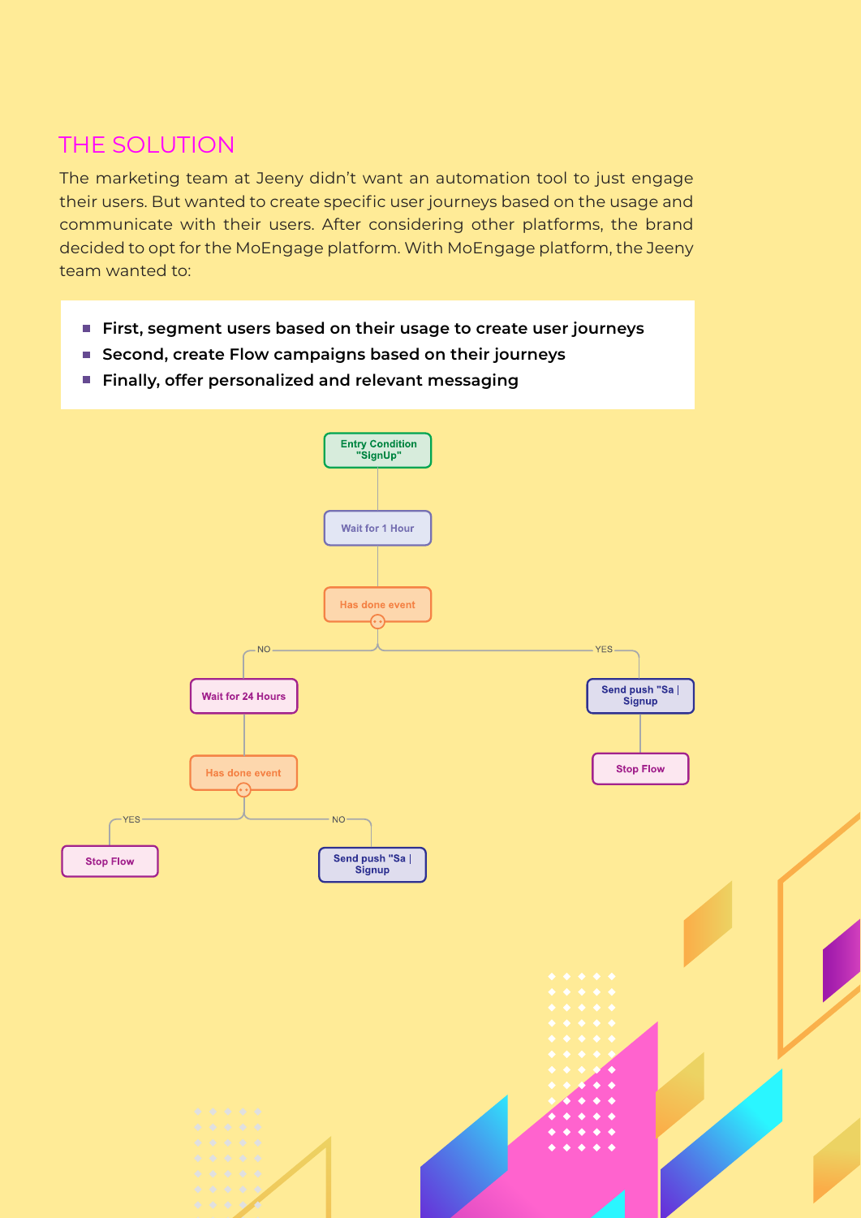## THE SOLUTION

The marketing team at Jeeny didn't want an automation tool to just engage their users. But wanted to create specific user journeys based on the usage and communicate with their users. After considering other platforms, the brand decided to opt for the MoEngage platform. With MoEngage platform, the Jeeny team wanted to:

- **First, segment users based on their usage to create user journeys**
- **Second, create Flow campaigns based on their journeys**
- **Finally, offer personalized and relevant messaging**

Entry Condition "SignUp"

Wait for 1 Hour

Has done event

NO

YES

Wait for 24 Hours

Send push "Sa | Signup

Has done event

Stop Flow

YES

NO

Stop Flow

Send push "Sa | Signup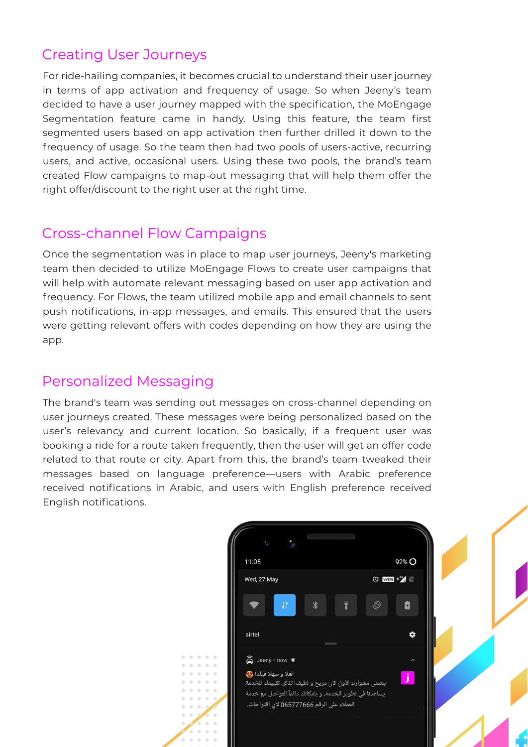## Creating User Journeys

For ride-hailing companies, it becomes crucial to understand their user journey in terms of app activation and frequency of usage. So when Jeeny's team decided to have a user journey mapped with the specification, the MoEngage Segmentation feature came in handy. Using this feature, the team first segmented users based on app activation then further drilled it down to the frequency of usage. So the team then had two pools of users-active, recurring users, and active, occasional users. Using these two pools, the brand's team created Flow campaigns to map-out messaging that will help them offer the right offer/discount to the right user at the right time.

## Cross-channel Flow Campaigns

Once the segmentation was in place to map user journeys, Jeeny's marketing team then decided to utilize MoEngage Flows to create user campaigns that will help with automate relevant messaging based on user app activation and frequency. For Flows, the team utilized mobile app and email channels to sent push notifications, in-app messages, and emails. This ensured that the users were getting relevant offers with codes depending on how they are using the app.

## Personalized Messaging

The brand's team was sending out messages on cross-channel depending on user journeys created. These messages were being personalized based on the user's relevancy and current location. So basically, if a frequent user was booking a ride for a route taken frequently, then the user will get an offer code related to that route or city. Apart from this, the brand's team tweaked their messages based on language preference—users with Arabic preference received notifications in Arabic, and users with English preference received English notifications.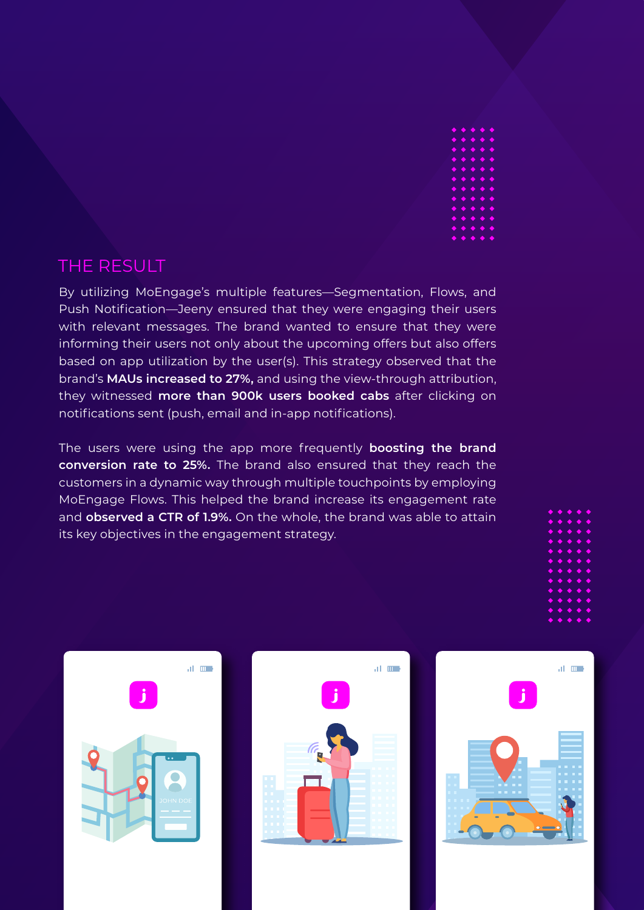## THE RESULT

By utilizing MoEngage's multiple features—Segmentation, Flows, and Push Notification—Jeeny ensured that they were engaging their users with relevant messages. The brand wanted to ensure that they were informing their users not only about the upcoming offers but also offers based on app utilization by the user(s). This strategy observed that the brand's **MAUs increased to 27%,** and using the view-through attribution, they witnessed **more than 900k users booked cabs** after clicking on notifications sent (push, email and in-app notifications).

The users were using the app more frequently **boosting the brand conversion rate to 25%.** The brand also ensured that they reach the customers in a dynamic way through multiple touchpoints by employing MoEngage Flows. This helped the brand increase its engagement rate and **observed a CTR of 1.9%.** On the whole, the brand was able to attain its key objectives in the engagement strategy.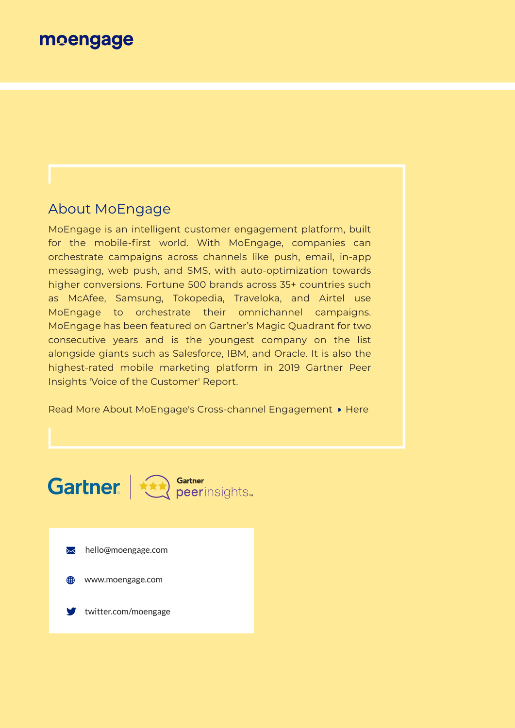moengage

## About MoEngage

MoEngage is an intelligent customer engagement platform, built for the mobile-first world. With MoEngage, companies can orchestrate campaigns across channels like push, email, in-app messaging, web push, and SMS, with auto-optimization towards higher conversions. Fortune 500 brands across 35+ countries such as McAfee, Samsung, Tokopedia, Traveloka, and Airtel use MoEngage to orchestrate their omnichannel campaigns. MoEngage has been featured on Gartner's Magic Quadrant for two consecutive years and is the youngest company on the list alongside giants such as Salesforce, IBM, and Oracle. It is also the highest-rated mobile marketing platform in 2019 Gartner Peer Insights 'Voice of the Customer' Report.

Read More About MoEngage's Cross-channel Engagement ▸ Here

Gartner | Gartner peerinsights

- hello@moengage.com
- www.moengage.com
- twitter.com/moengage